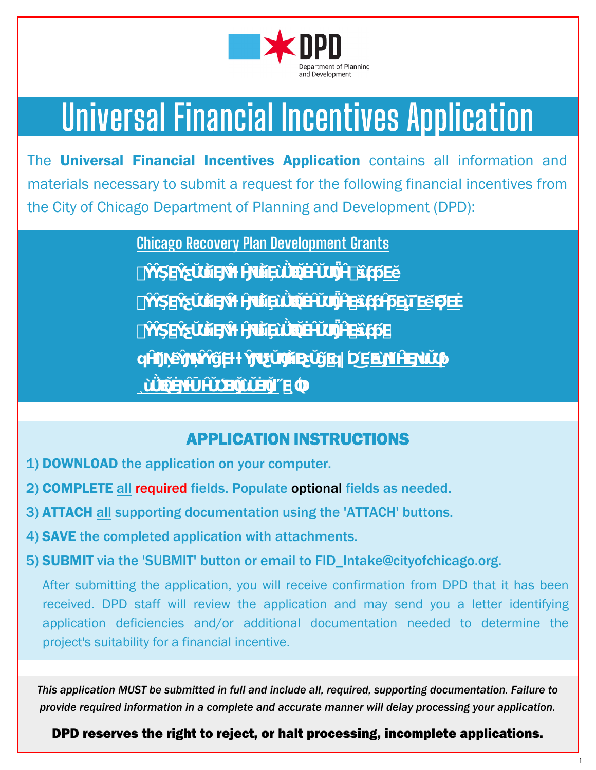**DPD**
Department of Planning and Development

# Universal Financial Incentives Application

The **Universal Financial Incentives Application** contains all information and materials necessary to submit a request for the following financial incentives from the City of Chicago Department of Planning and Development (DPD):

Chicago Recovery Plan Development Grants

ŶŶŞĘŶƐŬŭĚŊŀ ĥŊŭĘũŬĎĖĦŬĦĤ ŝƒƥĘĕ

ŶŶŞĘŶƐŬŭĚŊŀ ĥŊŭĘũŬĎĖĦŬĦĤĘŝƒƥĥƥĘũ ĔĕĐĘĖ

ŶŶŞĘŶƐŬŭĚŊŀ ĥŊŭĘũŬĎĖĦŬĦĤĘŝƒƥĘ

ɋĦŊĘŊŶǧĦŧ ŶŊƐŬŭĎĐŬǧĘ| ĎĔĘŊĦĖŊŭƥ

ŭŬĎĔŊĦŬĦŬĆĘŬŭĘŊ´ĘΦ

## APPLICATION INSTRUCTIONS

1) **DOWNLOAD** the application on your computer.
2) **COMPLETE** all required fields. Populate optional fields as needed.
3) **ATTACH** all supporting documentation using the 'ATTACH' buttons.
4) **SAVE** the completed application with attachments.
5) **SUBMIT** via the 'SUBMIT' button or email to FID_Intake@cityofchicago.org.

After submitting the application, you will receive confirmation from DPD that it has been received. DPD staff will review the application and may send you a letter identifying application deficiencies and/or additional documentation needed to determine the project's suitability for a financial incentive.

*This application MUST be submitted in full and include all, required, supporting documentation. Failure to provide required information in a complete and accurate manner will delay processing your application.*

**DPD reserves the right to reject, or halt processing, incomplete applications.**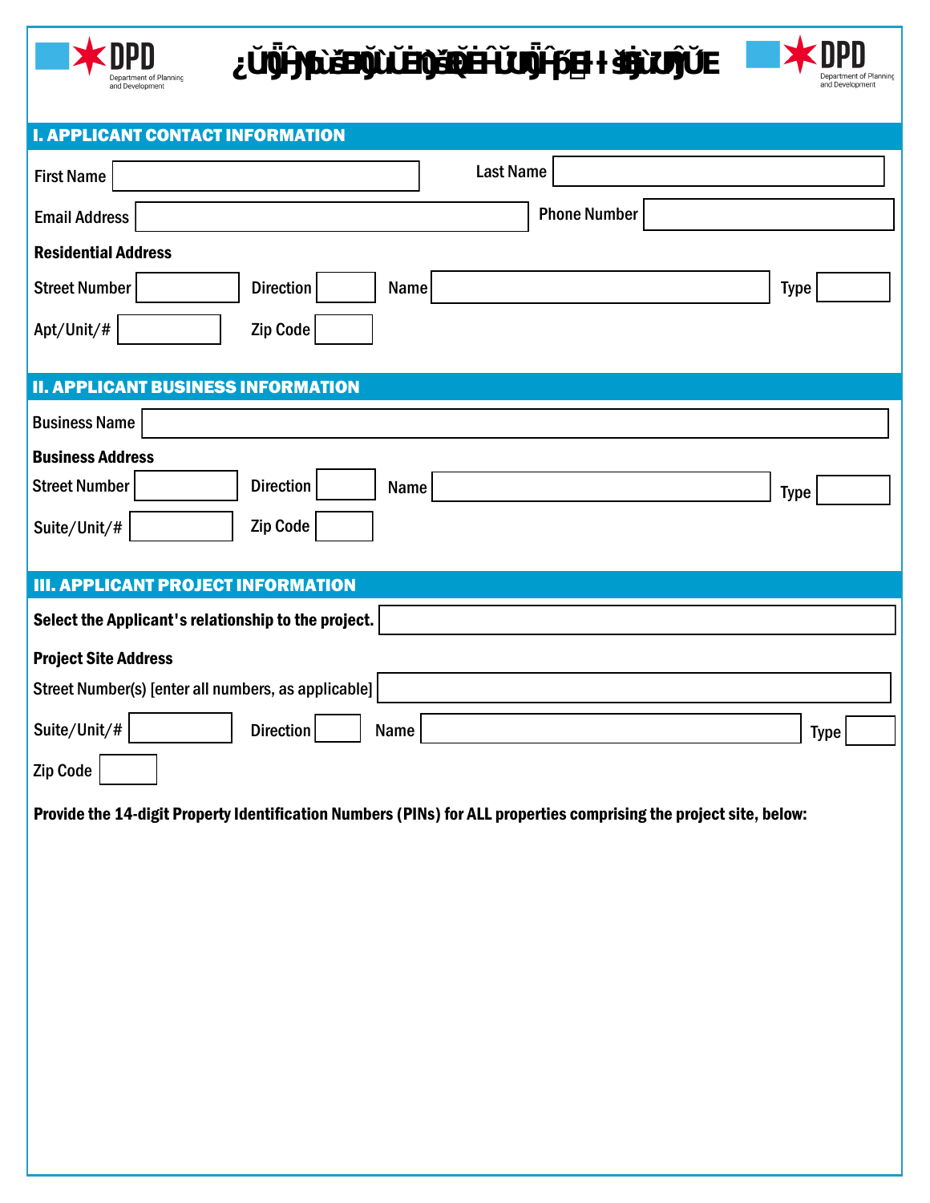# I. APPLICANT CONTACT INFORMATION

First Name

Last Name

Email Address

Phone Number

**Residential Address**

Street Number

Direction

Name

Type

Apt/Unit/#

Zip Code

# II. APPLICANT BUSINESS INFORMATION

Business Name

**Business Address**

Street Number

Direction

Name

Type

Suite/Unit/#

Zip Code

# III. APPLICANT PROJECT INFORMATION

**Select the Applicant's relationship to the project.**

**Project Site Address**

Street Number(s) [enter all numbers, as applicable]

Suite/Unit/#

Direction

Name

Type

Zip Code

**Provide the 14-digit Property Identification Numbers (PINs) for ALL properties comprising the project site, below:**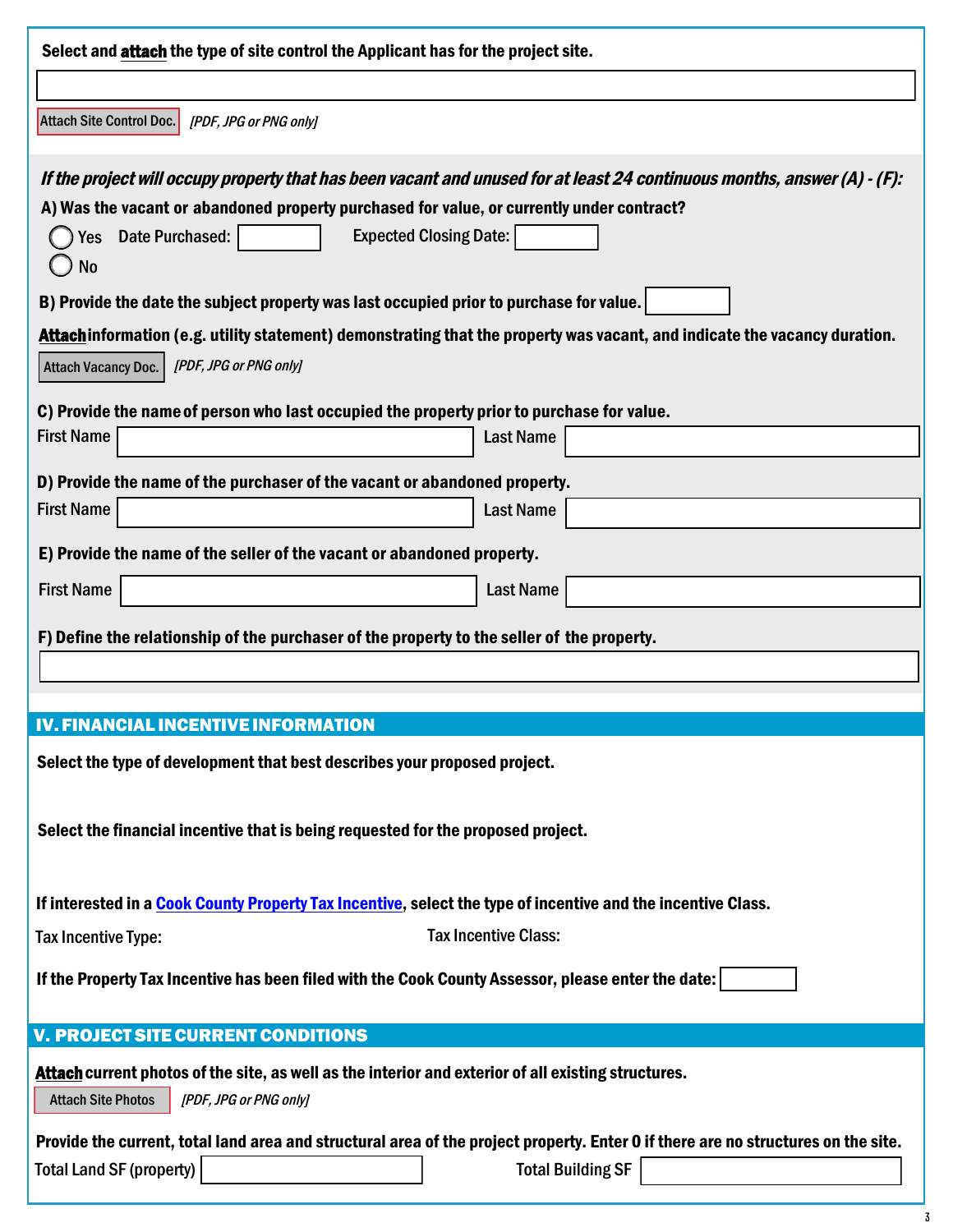**Select and attach the type of site control the Applicant has for the project site.**

Attach Site Control Doc. *[PDF, JPG or PNG only]*

***If the project will occupy property that has been vacant and unused for at least 24 continuous months, answer (A) - (F):***

**A) Was the vacant or abandoned property purchased for value, or currently under contract?**

- ◯ Yes  Date Purchased: ______  Expected Closing Date: ______
- ◯ No

**B) Provide the date the subject property was last occupied prior to purchase for value.** ______

**Attach information (e.g. utility statement) demonstrating that the property was vacant, and indicate the vacancy duration.**

Attach Vacancy Doc. *[PDF, JPG or PNG only]*

**C) Provide the name of person who last occupied the property prior to purchase for value.**

First Name ______ Last Name ______

**D) Provide the name of the purchaser of the vacant or abandoned property.**

First Name ______ Last Name ______

**E) Provide the name of the seller of the vacant or abandoned property.**

First Name ______ Last Name ______

**F) Define the relationship of the purchaser of the property to the seller of the property.**

## IV. FINANCIAL INCENTIVE INFORMATION

**Select the type of development that best describes your proposed project.**

**Select the financial incentive that is being requested for the proposed project.**

**If interested in a Cook County Property Tax Incentive, select the type of incentive and the incentive Class.**

Tax Incentive Type:  Tax Incentive Class:

**If the Property Tax Incentive has been filed with the Cook County Assessor, please enter the date:** ______

## V. PROJECT SITE CURRENT CONDITIONS

**Attach current photos of the site, as well as the interior and exterior of all existing structures.**

Attach Site Photos *[PDF, JPG or PNG only]*

**Provide the current, total land area and structural area of the project property. Enter 0 if there are no structures on the site.**

Total Land SF (property) ______  Total Building SF ______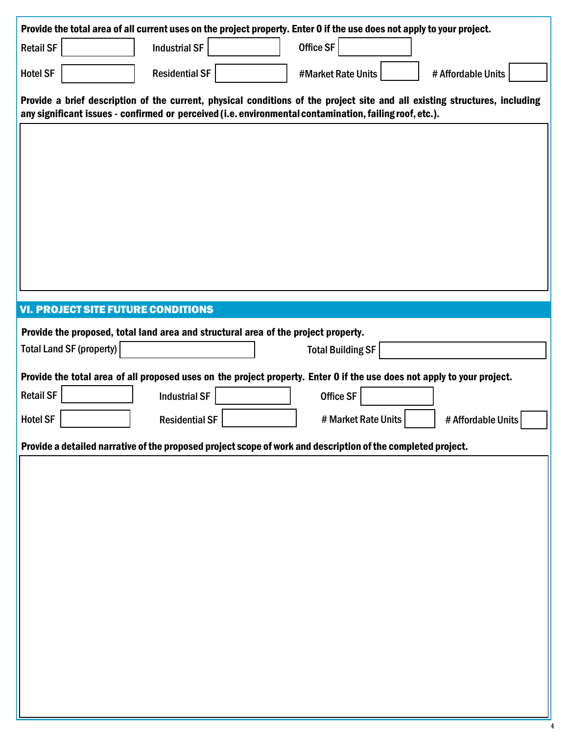**Provide the total area of all current uses on the project property. Enter 0 if the use does not apply to your project.**

Retail SF

Industrial SF

Office SF

Hotel SF

Residential SF

#Market Rate Units

# Affordable Units

**Provide a brief description of the current, physical conditions of the project site and all existing structures, including any significant issues - confirmed or perceived (i.e. environmental contamination, failing roof, etc.).**

## VI. PROJECT SITE FUTURE CONDITIONS

**Provide the proposed, total land area and structural area of the project property.**

Total Land SF (property)

Total Building SF

**Provide the total area of all proposed uses on the project property. Enter 0 if the use does not apply to your project.**

Retail SF

Industrial SF

Office SF

Hotel SF

Residential SF

# Market Rate Units

# Affordable Units

**Provide a detailed narrative of the proposed project scope of work and description of the completed project.**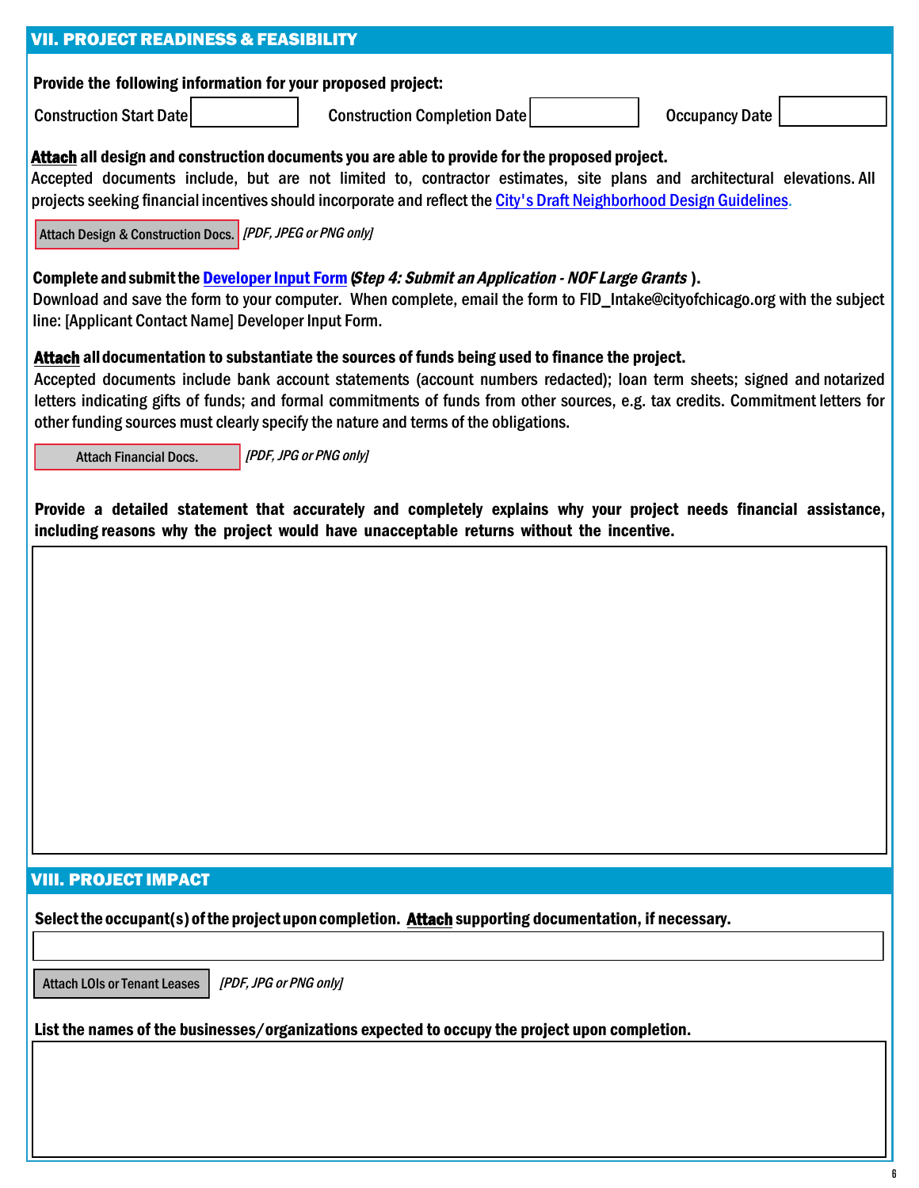## VII. PROJECT READINESS & FEASIBILITY

**Provide the following information for your proposed project:**

Construction Start Date [ ] Construction Completion Date [ ] Occupancy Date [ ]

**Attach all design and construction documents you are able to provide for the proposed project.**
Accepted documents include, but are not limited to, contractor estimates, site plans and architectural elevations. All projects seeking financial incentives should incorporate and reflect the City's Draft Neighborhood Design Guidelines.

Attach Design & Construction Docs. *[PDF, JPEG or PNG only]*

**Complete and submit the Developer Input Form (*Step 4: Submit an Application - NOF Large Grants* ).**
Download and save the form to your computer. When complete, email the form to FID_Intake@cityofchicago.org with the subject line: [Applicant Contact Name] Developer Input Form.

**Attach all documentation to substantiate the sources of funds being used to finance the project.**
Accepted documents include bank account statements (account numbers redacted); loan term sheets; signed and notarized letters indicating gifts of funds; and formal commitments of funds from other sources, e.g. tax credits. Commitment letters for other funding sources must clearly specify the nature and terms of the obligations.

Attach Financial Docs. *[PDF, JPG or PNG only]*

**Provide a detailed statement that accurately and completely explains why your project needs financial assistance, including reasons why the project would have unacceptable returns without the incentive.**

## VIII. PROJECT IMPACT

**Select the occupant(s) of the project upon completion. Attach supporting documentation, if necessary.**

Attach LOIs or Tenant Leases *[PDF, JPG or PNG only]*

**List the names of the businesses/organizations expected to occupy the project upon completion.**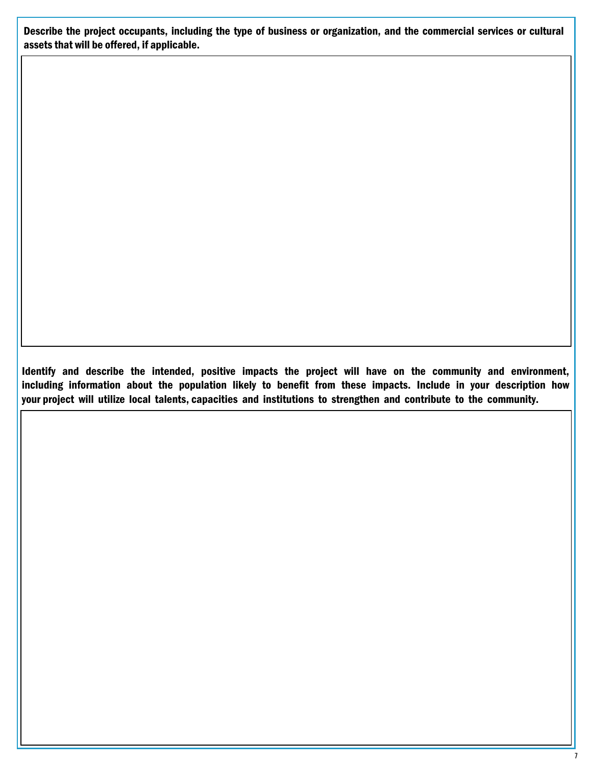**Describe the project occupants, including the type of business or organization, and the commercial services or cultural assets that will be offered, if applicable.**

**Identify and describe the intended, positive impacts the project will have on the community and environment, including information about the population likely to benefit from these impacts. Include in your description how your project will utilize local talents, capacities and institutions to strengthen and contribute to the community.**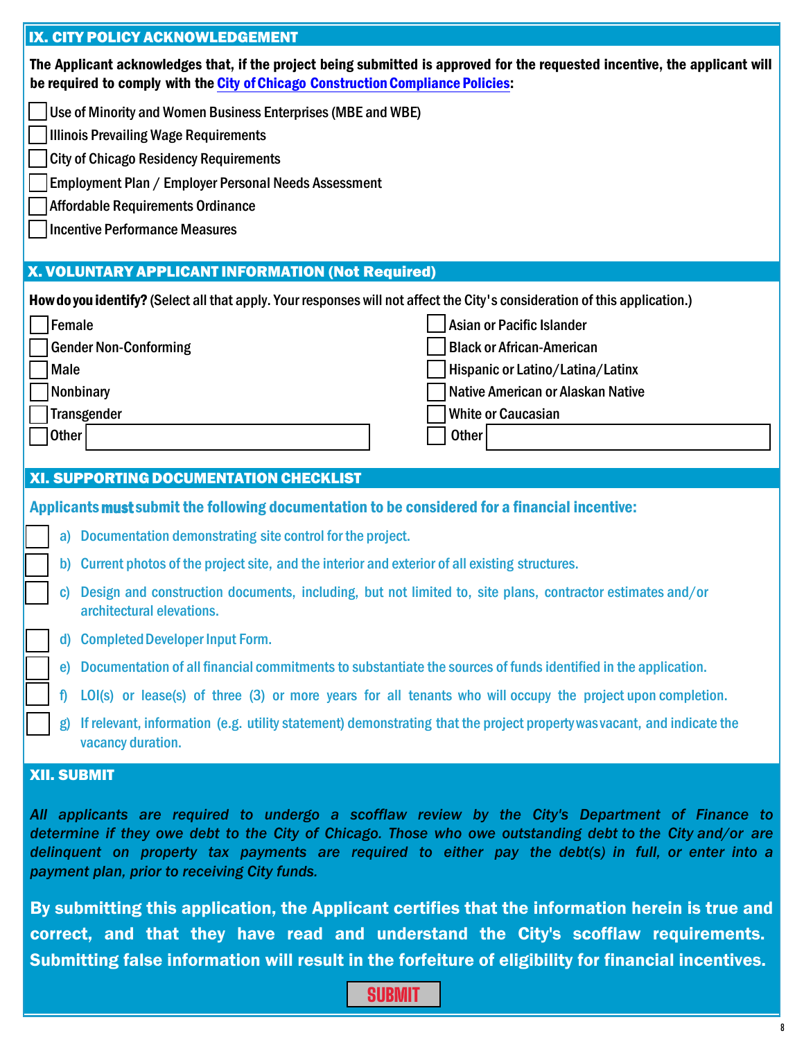## IX. CITY POLICY ACKNOWLEDGEMENT

**The Applicant acknowledges that, if the project being submitted is approved for the requested incentive, the applicant will be required to comply with the City of Chicago Construction Compliance Policies:**

- ☐ Use of Minority and Women Business Enterprises (MBE and WBE)
- ☐ Illinois Prevailing Wage Requirements
- ☐ City of Chicago Residency Requirements
- ☐ Employment Plan / Employer Personal Needs Assessment
- ☐ Affordable Requirements Ordinance
- ☐ Incentive Performance Measures

## X. VOLUNTARY APPLICANT INFORMATION (Not Required)

**How do you identify?** (Select all that apply. Your responses will not affect the City's consideration of this application.)

- ☐ Female
- ☐ Gender Non-Conforming
- ☐ Male
- ☐ Nonbinary
- ☐ Transgender
- ☐ Other ______
- ☐ Asian or Pacific Islander
- ☐ Black or African-American
- ☐ Hispanic or Latino/Latina/Latinx
- ☐ Native American or Alaskan Native
- ☐ White or Caucasian
- ☐ Other ______

## XI. SUPPORTING DOCUMENTATION CHECKLIST

**Applicants must submit the following documentation to be considered for a financial incentive:**

- ☐ a) Documentation demonstrating site control for the project.
- ☐ b) Current photos of the project site, and the interior and exterior of all existing structures.
- ☐ c) Design and construction documents, including, but not limited to, site plans, contractor estimates and/or architectural elevations.
- ☐ d) Completed Developer Input Form.
- ☐ e) Documentation of all financial commitments to substantiate the sources of funds identified in the application.
- ☐ f) LOI(s) or lease(s) of three (3) or more years for all tenants who will occupy the project upon completion.
- ☐ g) If relevant, information (e.g. utility statement) demonstrating that the project property was vacant, and indicate the vacancy duration.

## XII. SUBMIT

*All applicants are required to undergo a scofflaw review by the City's Department of Finance to determine if they owe debt to the City of Chicago. Those who owe outstanding debt to the City and/or are delinquent on property tax payments are required to either pay the debt(s) in full, or enter into a payment plan, prior to receiving City funds.*

**By submitting this application, the Applicant certifies that the information herein is true and correct, and that they have read and understand the City's scofflaw requirements. Submitting false information will result in the forfeiture of eligibility for financial incentives.**

SUBMIT